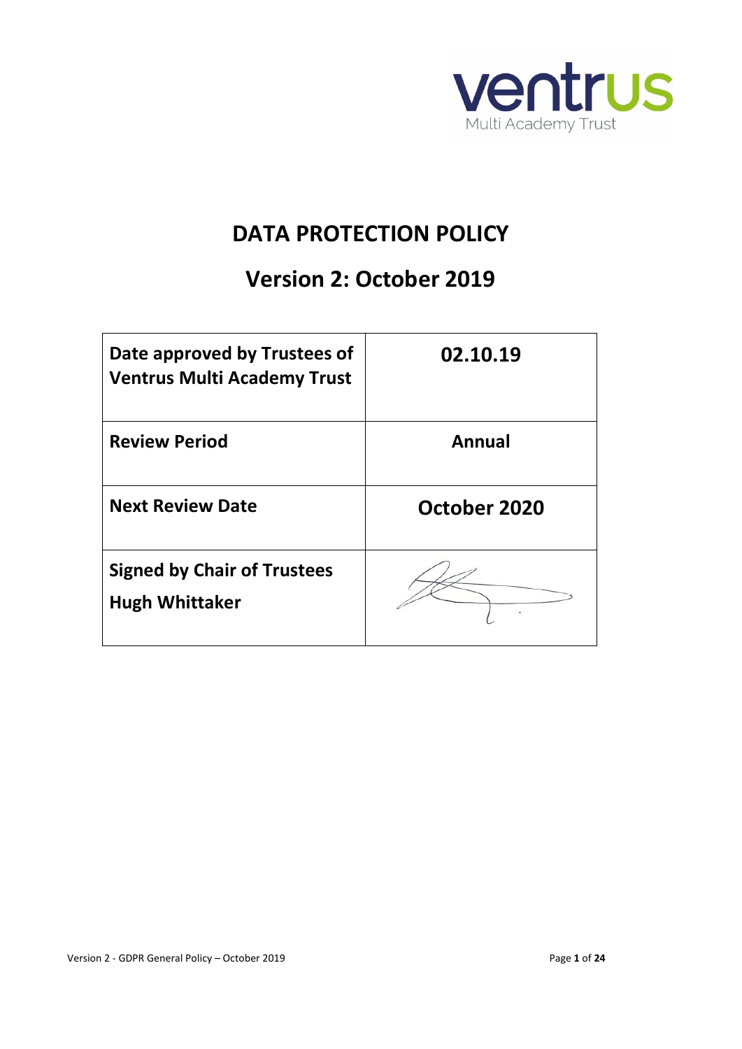ventrus

Multi Academy Trust

# DATA PROTECTION POLICY

## Version 2: October 2019

| Date approved by Trustees of Ventrus Multi Academy Trust | 02.10.19 |
| --- | --- |
| Review Period | Annual |
| Next Review Date | October 2020 |
| Signed by Chair of Trustees Hugh Whittaker | |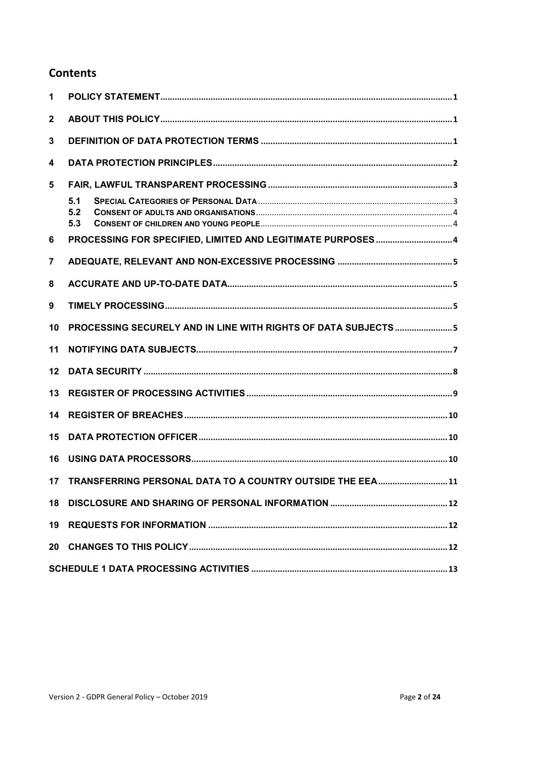## Contents

| | | |
|---|---|---|
| 1 | POLICY STATEMENT | 1 |
| 2 | ABOUT THIS POLICY | 1 |
| 3 | DEFINITION OF DATA PROTECTION TERMS | 1 |
| 4 | DATA PROTECTION PRINCIPLES | 2 |
| 5 | FAIR, LAWFUL TRANSPARENT PROCESSING | 3 |
| 5.1 | SPECIAL CATEGORIES OF PERSONAL DATA | 3 |
| 5.2 | CONSENT OF ADULTS AND ORGANISATIONS | 4 |
| 5.3 | CONSENT OF CHILDREN AND YOUNG PEOPLE | 4 |
| 6 | PROCESSING FOR SPECIFIED, LIMITED AND LEGITIMATE PURPOSES | 4 |
| 7 | ADEQUATE, RELEVANT AND NON-EXCESSIVE PROCESSING | 5 |
| 8 | ACCURATE AND UP-TO-DATE DATA | 5 |
| 9 | TIMELY PROCESSING | 5 |
| 10 | PROCESSING SECURELY AND IN LINE WITH RIGHTS OF DATA SUBJECTS | 5 |
| 11 | NOTIFYING DATA SUBJECTS | 7 |
| 12 | DATA SECURITY | 8 |
| 13 | REGISTER OF PROCESSING ACTIVITIES | 9 |
| 14 | REGISTER OF BREACHES | 10 |
| 15 | DATA PROTECTION OFFICER | 10 |
| 16 | USING DATA PROCESSORS | 10 |
| 17 | TRANSFERRING PERSONAL DATA TO A COUNTRY OUTSIDE THE EEA | 11 |
| 18 | DISCLOSURE AND SHARING OF PERSONAL INFORMATION | 12 |
| 19 | REQUESTS FOR INFORMATION | 12 |
| 20 | CHANGES TO THIS POLICY | 12 |
| | SCHEDULE 1 DATA PROCESSING ACTIVITIES | 13 |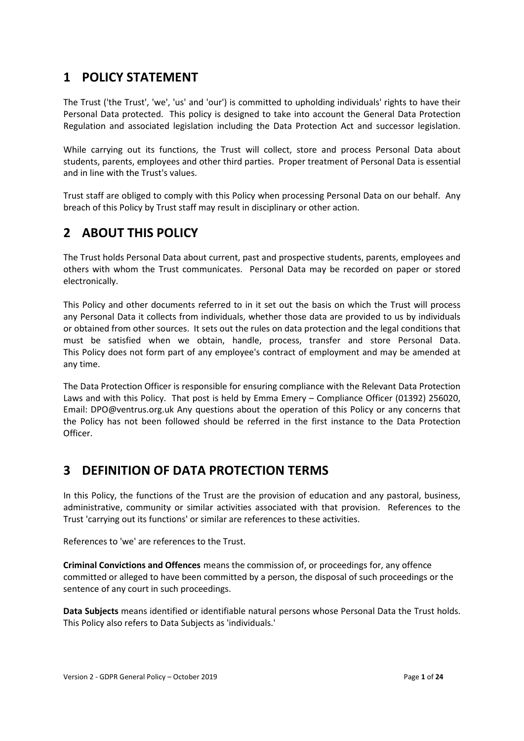# 1 POLICY STATEMENT

The Trust ('the Trust', 'we', 'us' and 'our') is committed to upholding individuals' rights to have their Personal Data protected. This policy is designed to take into account the General Data Protection Regulation and associated legislation including the Data Protection Act and successor legislation.

While carrying out its functions, the Trust will collect, store and process Personal Data about students, parents, employees and other third parties. Proper treatment of Personal Data is essential and in line with the Trust's values.

Trust staff are obliged to comply with this Policy when processing Personal Data on our behalf. Any breach of this Policy by Trust staff may result in disciplinary or other action.

# 2 ABOUT THIS POLICY

The Trust holds Personal Data about current, past and prospective students, parents, employees and others with whom the Trust communicates. Personal Data may be recorded on paper or stored electronically.

This Policy and other documents referred to in it set out the basis on which the Trust will process any Personal Data it collects from individuals, whether those data are provided to us by individuals or obtained from other sources. It sets out the rules on data protection and the legal conditions that must be satisfied when we obtain, handle, process, transfer and store Personal Data. This Policy does not form part of any employee's contract of employment and may be amended at any time.

The Data Protection Officer is responsible for ensuring compliance with the Relevant Data Protection Laws and with this Policy. That post is held by Emma Emery – Compliance Officer (01392) 256020, Email: DPO@ventrus.org.uk Any questions about the operation of this Policy or any concerns that the Policy has not been followed should be referred in the first instance to the Data Protection Officer.

# 3 DEFINITION OF DATA PROTECTION TERMS

In this Policy, the functions of the Trust are the provision of education and any pastoral, business, administrative, community or similar activities associated with that provision. References to the Trust 'carrying out its functions' or similar are references to these activities.

References to 'we' are references to the Trust.

**Criminal Convictions and Offences** means the commission of, or proceedings for, any offence committed or alleged to have been committed by a person, the disposal of such proceedings or the sentence of any court in such proceedings.

**Data Subjects** means identified or identifiable natural persons whose Personal Data the Trust holds. This Policy also refers to Data Subjects as 'individuals.'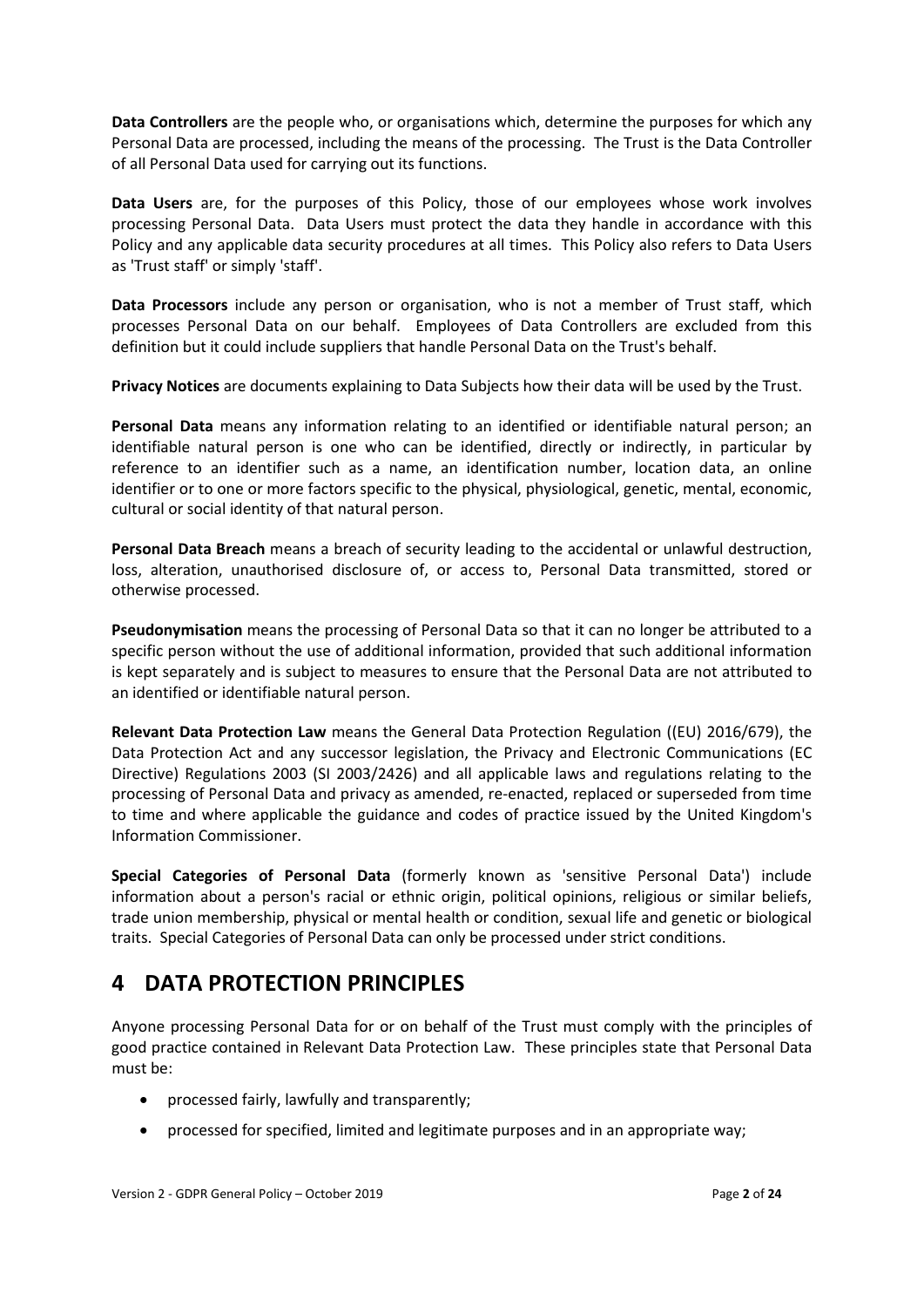**Data Controllers** are the people who, or organisations which, determine the purposes for which any Personal Data are processed, including the means of the processing. The Trust is the Data Controller of all Personal Data used for carrying out its functions.

**Data Users** are, for the purposes of this Policy, those of our employees whose work involves processing Personal Data. Data Users must protect the data they handle in accordance with this Policy and any applicable data security procedures at all times. This Policy also refers to Data Users as 'Trust staff' or simply 'staff'.

**Data Processors** include any person or organisation, who is not a member of Trust staff, which processes Personal Data on our behalf. Employees of Data Controllers are excluded from this definition but it could include suppliers that handle Personal Data on the Trust's behalf.

**Privacy Notices** are documents explaining to Data Subjects how their data will be used by the Trust.

**Personal Data** means any information relating to an identified or identifiable natural person; an identifiable natural person is one who can be identified, directly or indirectly, in particular by reference to an identifier such as a name, an identification number, location data, an online identifier or to one or more factors specific to the physical, physiological, genetic, mental, economic, cultural or social identity of that natural person.

**Personal Data Breach** means a breach of security leading to the accidental or unlawful destruction, loss, alteration, unauthorised disclosure of, or access to, Personal Data transmitted, stored or otherwise processed.

**Pseudonymisation** means the processing of Personal Data so that it can no longer be attributed to a specific person without the use of additional information, provided that such additional information is kept separately and is subject to measures to ensure that the Personal Data are not attributed to an identified or identifiable natural person.

**Relevant Data Protection Law** means the General Data Protection Regulation ((EU) 2016/679), the Data Protection Act and any successor legislation, the Privacy and Electronic Communications (EC Directive) Regulations 2003 (SI 2003/2426) and all applicable laws and regulations relating to the processing of Personal Data and privacy as amended, re-enacted, replaced or superseded from time to time and where applicable the guidance and codes of practice issued by the United Kingdom's Information Commissioner.

**Special Categories of Personal Data** (formerly known as 'sensitive Personal Data') include information about a person's racial or ethnic origin, political opinions, religious or similar beliefs, trade union membership, physical or mental health or condition, sexual life and genetic or biological traits. Special Categories of Personal Data can only be processed under strict conditions.

# 4 DATA PROTECTION PRINCIPLES

Anyone processing Personal Data for or on behalf of the Trust must comply with the principles of good practice contained in Relevant Data Protection Law. These principles state that Personal Data must be:

- processed fairly, lawfully and transparently;
- processed for specified, limited and legitimate purposes and in an appropriate way;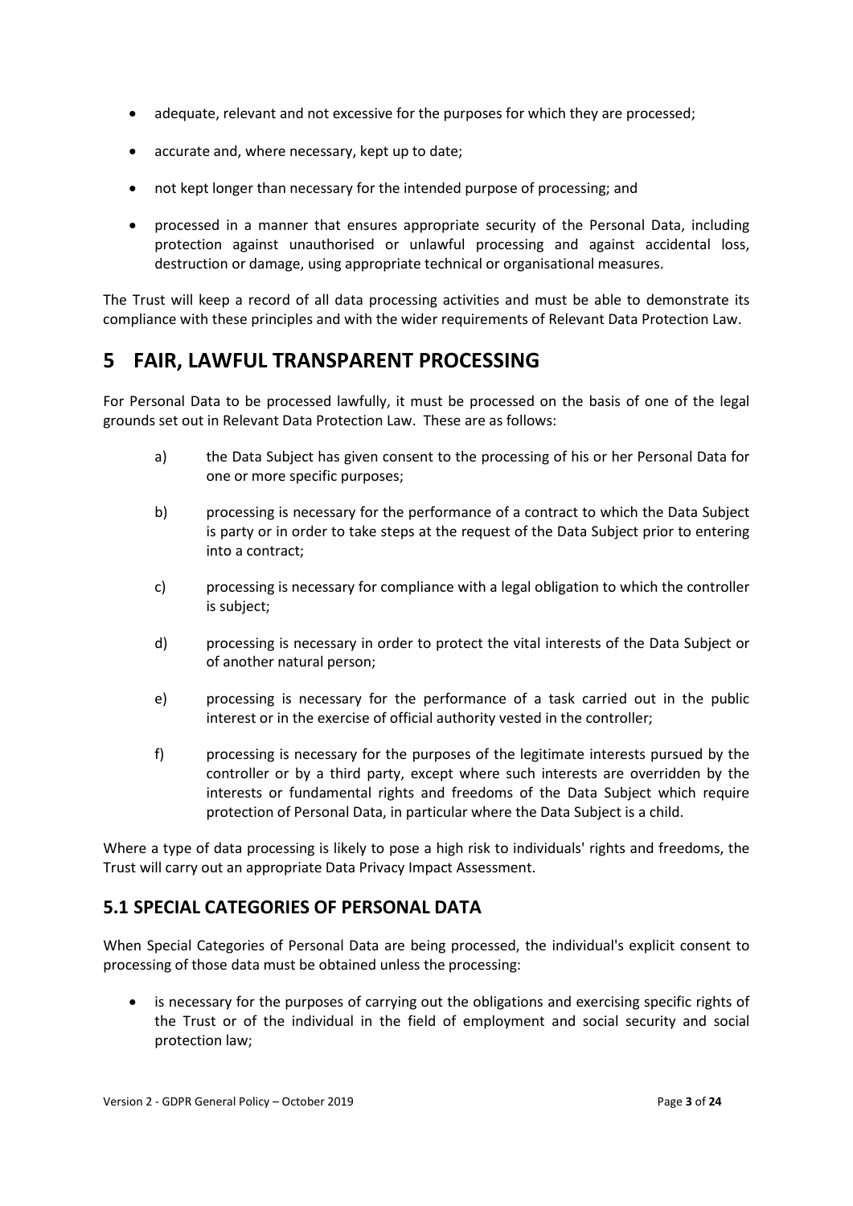- adequate, relevant and not excessive for the purposes for which they are processed;
- accurate and, where necessary, kept up to date;
- not kept longer than necessary for the intended purpose of processing; and
- processed in a manner that ensures appropriate security of the Personal Data, including protection against unauthorised or unlawful processing and against accidental loss, destruction or damage, using appropriate technical or organisational measures.

The Trust will keep a record of all data processing activities and must be able to demonstrate its compliance with these principles and with the wider requirements of Relevant Data Protection Law.

# 5 FAIR, LAWFUL TRANSPARENT PROCESSING

For Personal Data to be processed lawfully, it must be processed on the basis of one of the legal grounds set out in Relevant Data Protection Law. These are as follows:

a) the Data Subject has given consent to the processing of his or her Personal Data for one or more specific purposes;

b) processing is necessary for the performance of a contract to which the Data Subject is party or in order to take steps at the request of the Data Subject prior to entering into a contract;

c) processing is necessary for compliance with a legal obligation to which the controller is subject;

d) processing is necessary in order to protect the vital interests of the Data Subject or of another natural person;

e) processing is necessary for the performance of a task carried out in the public interest or in the exercise of official authority vested in the controller;

f) processing is necessary for the purposes of the legitimate interests pursued by the controller or by a third party, except where such interests are overridden by the interests or fundamental rights and freedoms of the Data Subject which require protection of Personal Data, in particular where the Data Subject is a child.

Where a type of data processing is likely to pose a high risk to individuals' rights and freedoms, the Trust will carry out an appropriate Data Privacy Impact Assessment.

## 5.1 SPECIAL CATEGORIES OF PERSONAL DATA

When Special Categories of Personal Data are being processed, the individual's explicit consent to processing of those data must be obtained unless the processing:

- is necessary for the purposes of carrying out the obligations and exercising specific rights of the Trust or of the individual in the field of employment and social security and social protection law;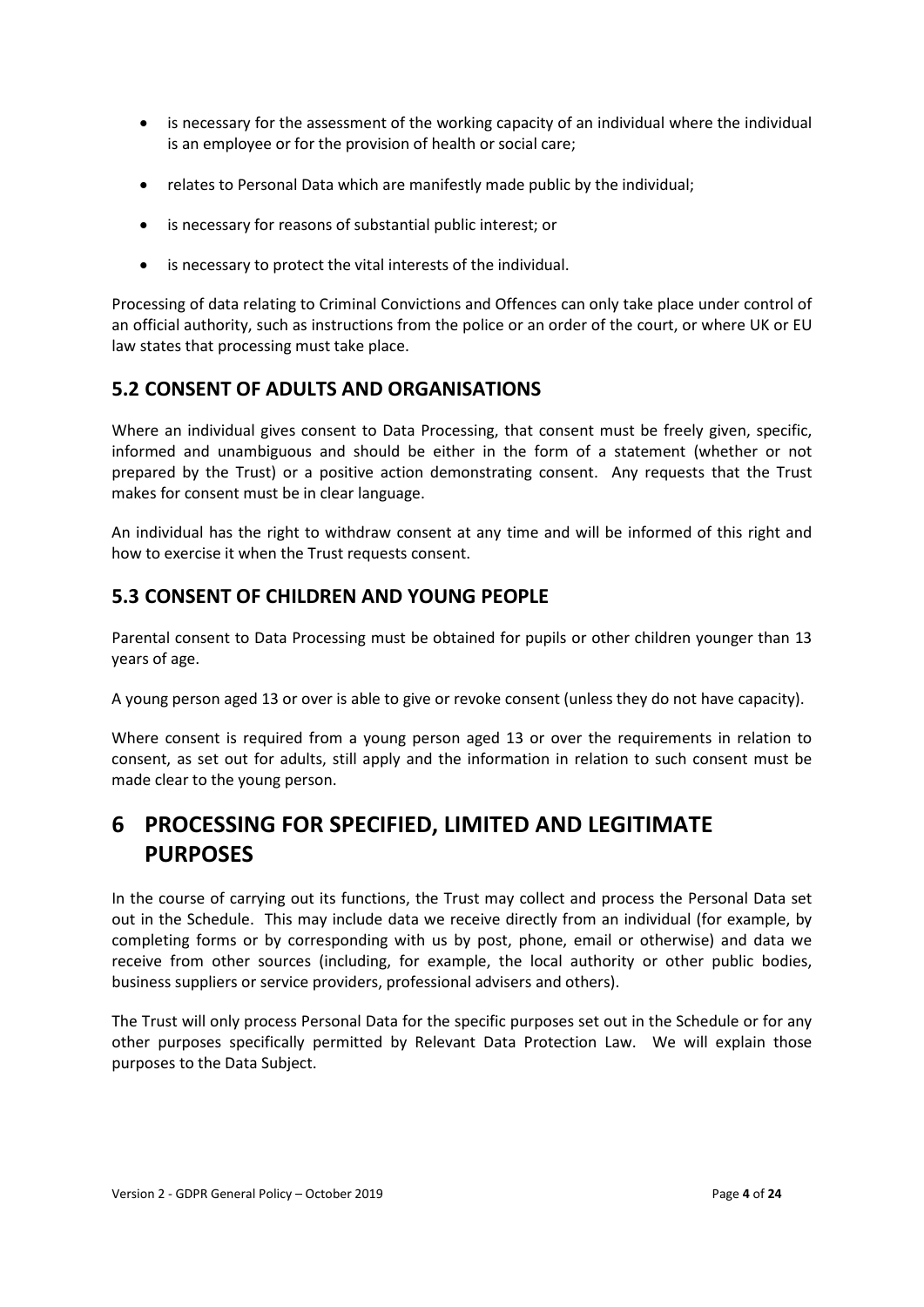- is necessary for the assessment of the working capacity of an individual where the individual is an employee or for the provision of health or social care;
- relates to Personal Data which are manifestly made public by the individual;
- is necessary for reasons of substantial public interest; or
- is necessary to protect the vital interests of the individual.

Processing of data relating to Criminal Convictions and Offences can only take place under control of an official authority, such as instructions from the police or an order of the court, or where UK or EU law states that processing must take place.

## 5.2 CONSENT OF ADULTS AND ORGANISATIONS

Where an individual gives consent to Data Processing, that consent must be freely given, specific, informed and unambiguous and should be either in the form of a statement (whether or not prepared by the Trust) or a positive action demonstrating consent. Any requests that the Trust makes for consent must be in clear language.

An individual has the right to withdraw consent at any time and will be informed of this right and how to exercise it when the Trust requests consent.

## 5.3 CONSENT OF CHILDREN AND YOUNG PEOPLE

Parental consent to Data Processing must be obtained for pupils or other children younger than 13 years of age.

A young person aged 13 or over is able to give or revoke consent (unless they do not have capacity).

Where consent is required from a young person aged 13 or over the requirements in relation to consent, as set out for adults, still apply and the information in relation to such consent must be made clear to the young person.

# 6 PROCESSING FOR SPECIFIED, LIMITED AND LEGITIMATE PURPOSES

In the course of carrying out its functions, the Trust may collect and process the Personal Data set out in the Schedule. This may include data we receive directly from an individual (for example, by completing forms or by corresponding with us by post, phone, email or otherwise) and data we receive from other sources (including, for example, the local authority or other public bodies, business suppliers or service providers, professional advisers and others).

The Trust will only process Personal Data for the specific purposes set out in the Schedule or for any other purposes specifically permitted by Relevant Data Protection Law. We will explain those purposes to the Data Subject.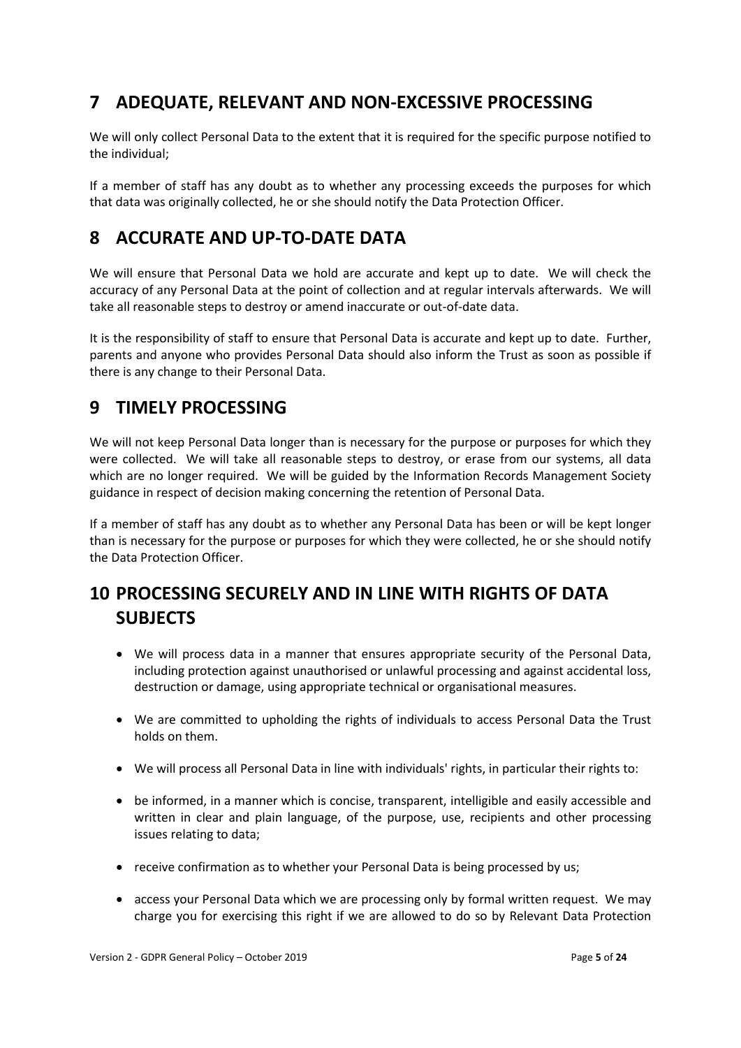# 7 ADEQUATE, RELEVANT AND NON-EXCESSIVE PROCESSING

We will only collect Personal Data to the extent that it is required for the specific purpose notified to the individual;

If a member of staff has any doubt as to whether any processing exceeds the purposes for which that data was originally collected, he or she should notify the Data Protection Officer.

# 8 ACCURATE AND UP-TO-DATE DATA

We will ensure that Personal Data we hold are accurate and kept up to date. We will check the accuracy of any Personal Data at the point of collection and at regular intervals afterwards. We will take all reasonable steps to destroy or amend inaccurate or out-of-date data.

It is the responsibility of staff to ensure that Personal Data is accurate and kept up to date. Further, parents and anyone who provides Personal Data should also inform the Trust as soon as possible if there is any change to their Personal Data.

# 9 TIMELY PROCESSING

We will not keep Personal Data longer than is necessary for the purpose or purposes for which they were collected. We will take all reasonable steps to destroy, or erase from our systems, all data which are no longer required. We will be guided by the Information Records Management Society guidance in respect of decision making concerning the retention of Personal Data.

If a member of staff has any doubt as to whether any Personal Data has been or will be kept longer than is necessary for the purpose or purposes for which they were collected, he or she should notify the Data Protection Officer.

# 10 PROCESSING SECURELY AND IN LINE WITH RIGHTS OF DATA SUBJECTS

- We will process data in a manner that ensures appropriate security of the Personal Data, including protection against unauthorised or unlawful processing and against accidental loss, destruction or damage, using appropriate technical or organisational measures.
- We are committed to upholding the rights of individuals to access Personal Data the Trust holds on them.
- We will process all Personal Data in line with individuals' rights, in particular their rights to:
- be informed, in a manner which is concise, transparent, intelligible and easily accessible and written in clear and plain language, of the purpose, use, recipients and other processing issues relating to data;
- receive confirmation as to whether your Personal Data is being processed by us;
- access your Personal Data which we are processing only by formal written request. We may charge you for exercising this right if we are allowed to do so by Relevant Data Protection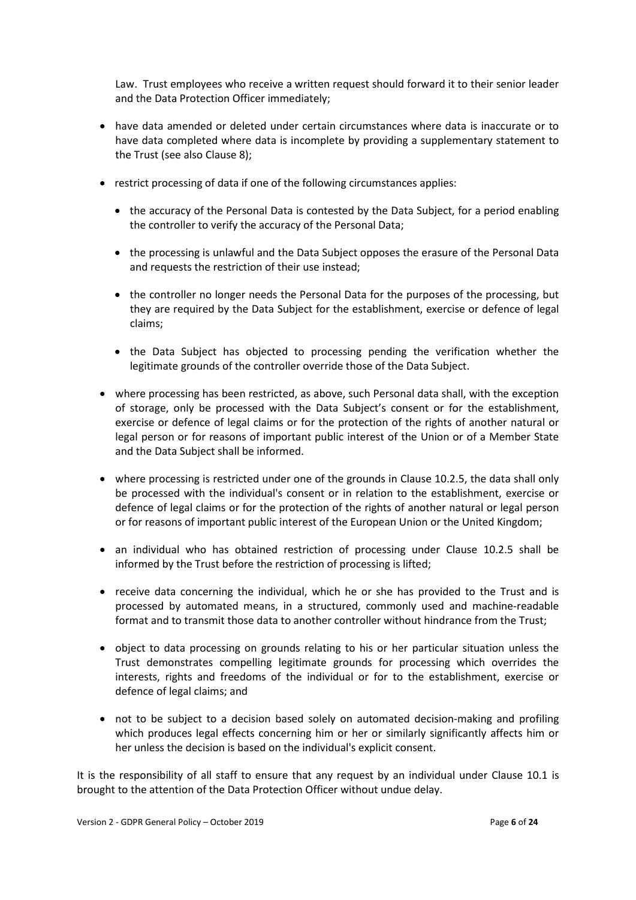Law. Trust employees who receive a written request should forward it to their senior leader and the Data Protection Officer immediately;

- have data amended or deleted under certain circumstances where data is inaccurate or to have data completed where data is incomplete by providing a supplementary statement to the Trust (see also Clause 8);
- restrict processing of data if one of the following circumstances applies:
  - the accuracy of the Personal Data is contested by the Data Subject, for a period enabling the controller to verify the accuracy of the Personal Data;
  - the processing is unlawful and the Data Subject opposes the erasure of the Personal Data and requests the restriction of their use instead;
  - the controller no longer needs the Personal Data for the purposes of the processing, but they are required by the Data Subject for the establishment, exercise or defence of legal claims;
  - the Data Subject has objected to processing pending the verification whether the legitimate grounds of the controller override those of the Data Subject.
- where processing has been restricted, as above, such Personal data shall, with the exception of storage, only be processed with the Data Subject's consent or for the establishment, exercise or defence of legal claims or for the protection of the rights of another natural or legal person or for reasons of important public interest of the Union or of a Member State and the Data Subject shall be informed.
- where processing is restricted under one of the grounds in Clause 10.2.5, the data shall only be processed with the individual's consent or in relation to the establishment, exercise or defence of legal claims or for the protection of the rights of another natural or legal person or for reasons of important public interest of the European Union or the United Kingdom;
- an individual who has obtained restriction of processing under Clause 10.2.5 shall be informed by the Trust before the restriction of processing is lifted;
- receive data concerning the individual, which he or she has provided to the Trust and is processed by automated means, in a structured, commonly used and machine-readable format and to transmit those data to another controller without hindrance from the Trust;
- object to data processing on grounds relating to his or her particular situation unless the Trust demonstrates compelling legitimate grounds for processing which overrides the interests, rights and freedoms of the individual or for to the establishment, exercise or defence of legal claims; and
- not to be subject to a decision based solely on automated decision-making and profiling which produces legal effects concerning him or her or similarly significantly affects him or her unless the decision is based on the individual's explicit consent.

It is the responsibility of all staff to ensure that any request by an individual under Clause 10.1 is brought to the attention of the Data Protection Officer without undue delay.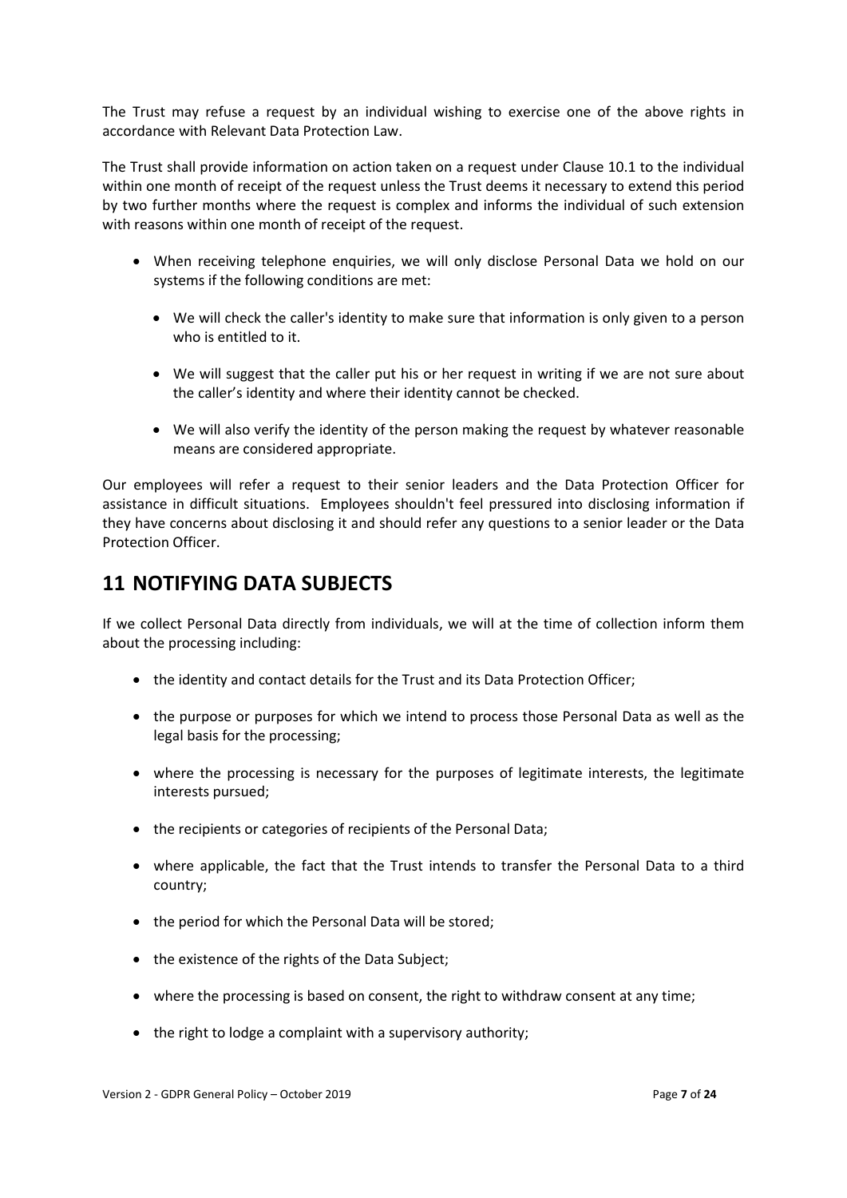The Trust may refuse a request by an individual wishing to exercise one of the above rights in accordance with Relevant Data Protection Law.

The Trust shall provide information on action taken on a request under Clause 10.1 to the individual within one month of receipt of the request unless the Trust deems it necessary to extend this period by two further months where the request is complex and informs the individual of such extension with reasons within one month of receipt of the request.

- When receiving telephone enquiries, we will only disclose Personal Data we hold on our systems if the following conditions are met:
    - We will check the caller's identity to make sure that information is only given to a person who is entitled to it.
    - We will suggest that the caller put his or her request in writing if we are not sure about the caller's identity and where their identity cannot be checked.
    - We will also verify the identity of the person making the request by whatever reasonable means are considered appropriate.

Our employees will refer a request to their senior leaders and the Data Protection Officer for assistance in difficult situations. Employees shouldn't feel pressured into disclosing information if they have concerns about disclosing it and should refer any questions to a senior leader or the Data Protection Officer.

# 11 NOTIFYING DATA SUBJECTS

If we collect Personal Data directly from individuals, we will at the time of collection inform them about the processing including:

- the identity and contact details for the Trust and its Data Protection Officer;
- the purpose or purposes for which we intend to process those Personal Data as well as the legal basis for the processing;
- where the processing is necessary for the purposes of legitimate interests, the legitimate interests pursued;
- the recipients or categories of recipients of the Personal Data;
- where applicable, the fact that the Trust intends to transfer the Personal Data to a third country;
- the period for which the Personal Data will be stored;
- the existence of the rights of the Data Subject;
- where the processing is based on consent, the right to withdraw consent at any time;
- the right to lodge a complaint with a supervisory authority;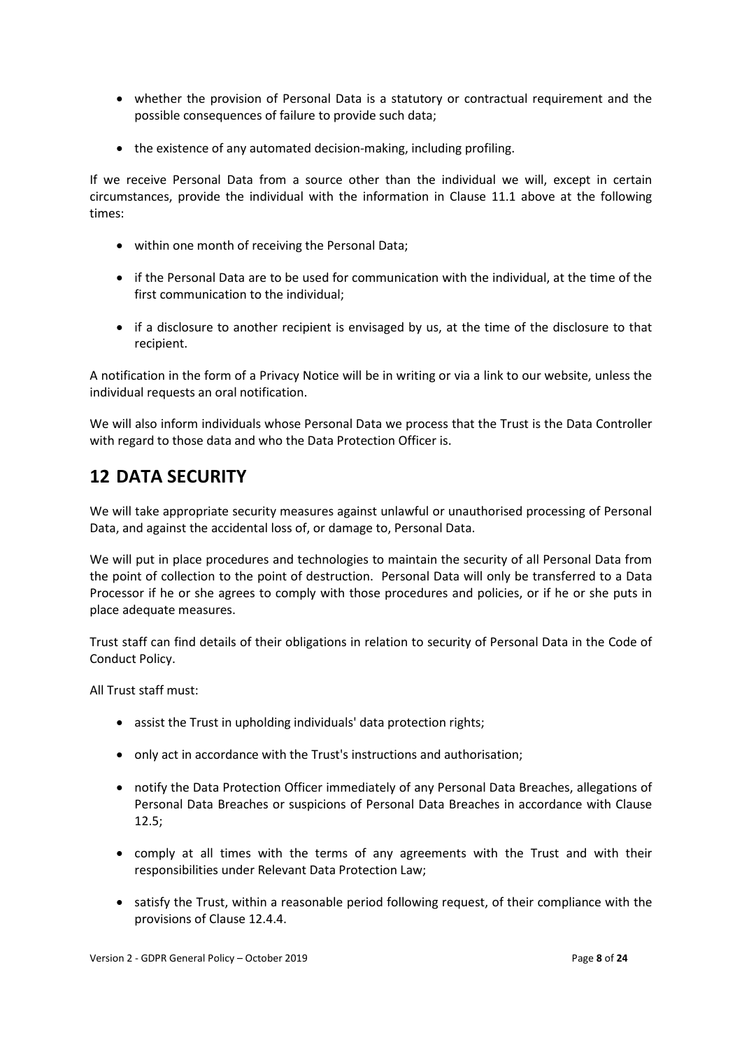- whether the provision of Personal Data is a statutory or contractual requirement and the possible consequences of failure to provide such data;
- the existence of any automated decision-making, including profiling.

If we receive Personal Data from a source other than the individual we will, except in certain circumstances, provide the individual with the information in Clause 11.1 above at the following times:

- within one month of receiving the Personal Data;
- if the Personal Data are to be used for communication with the individual, at the time of the first communication to the individual;
- if a disclosure to another recipient is envisaged by us, at the time of the disclosure to that recipient.

A notification in the form of a Privacy Notice will be in writing or via a link to our website, unless the individual requests an oral notification.

We will also inform individuals whose Personal Data we process that the Trust is the Data Controller with regard to those data and who the Data Protection Officer is.

# 12 DATA SECURITY

We will take appropriate security measures against unlawful or unauthorised processing of Personal Data, and against the accidental loss of, or damage to, Personal Data.

We will put in place procedures and technologies to maintain the security of all Personal Data from the point of collection to the point of destruction. Personal Data will only be transferred to a Data Processor if he or she agrees to comply with those procedures and policies, or if he or she puts in place adequate measures.

Trust staff can find details of their obligations in relation to security of Personal Data in the Code of Conduct Policy.

All Trust staff must:

- assist the Trust in upholding individuals' data protection rights;
- only act in accordance with the Trust's instructions and authorisation;
- notify the Data Protection Officer immediately of any Personal Data Breaches, allegations of Personal Data Breaches or suspicions of Personal Data Breaches in accordance with Clause 12.5;
- comply at all times with the terms of any agreements with the Trust and with their responsibilities under Relevant Data Protection Law;
- satisfy the Trust, within a reasonable period following request, of their compliance with the provisions of Clause 12.4.4.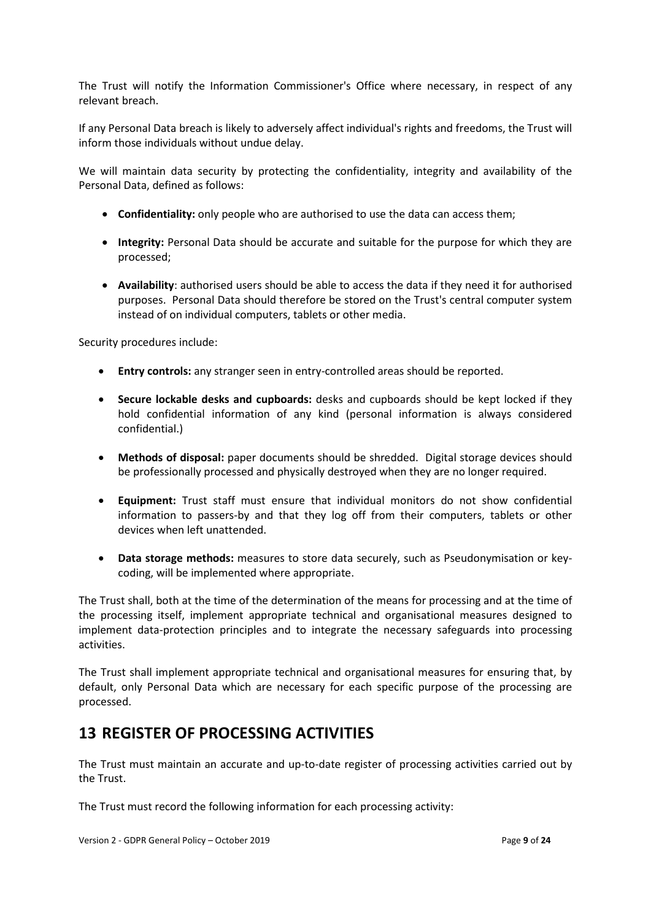The Trust will notify the Information Commissioner's Office where necessary, in respect of any relevant breach.

If any Personal Data breach is likely to adversely affect individual's rights and freedoms, the Trust will inform those individuals without undue delay.

We will maintain data security by protecting the confidentiality, integrity and availability of the Personal Data, defined as follows:

- **Confidentiality:** only people who are authorised to use the data can access them;
- **Integrity:** Personal Data should be accurate and suitable for the purpose for which they are processed;
- **Availability**: authorised users should be able to access the data if they need it for authorised purposes. Personal Data should therefore be stored on the Trust's central computer system instead of on individual computers, tablets or other media.

Security procedures include:

- **Entry controls:** any stranger seen in entry-controlled areas should be reported.
- **Secure lockable desks and cupboards:** desks and cupboards should be kept locked if they hold confidential information of any kind (personal information is always considered confidential.)
- **Methods of disposal:** paper documents should be shredded. Digital storage devices should be professionally processed and physically destroyed when they are no longer required.
- **Equipment:** Trust staff must ensure that individual monitors do not show confidential information to passers-by and that they log off from their computers, tablets or other devices when left unattended.
- **Data storage methods:** measures to store data securely, such as Pseudonymisation or key-coding, will be implemented where appropriate.

The Trust shall, both at the time of the determination of the means for processing and at the time of the processing itself, implement appropriate technical and organisational measures designed to implement data-protection principles and to integrate the necessary safeguards into processing activities.

The Trust shall implement appropriate technical and organisational measures for ensuring that, by default, only Personal Data which are necessary for each specific purpose of the processing are processed.

## 13 REGISTER OF PROCESSING ACTIVITIES

The Trust must maintain an accurate and up-to-date register of processing activities carried out by the Trust.

The Trust must record the following information for each processing activity: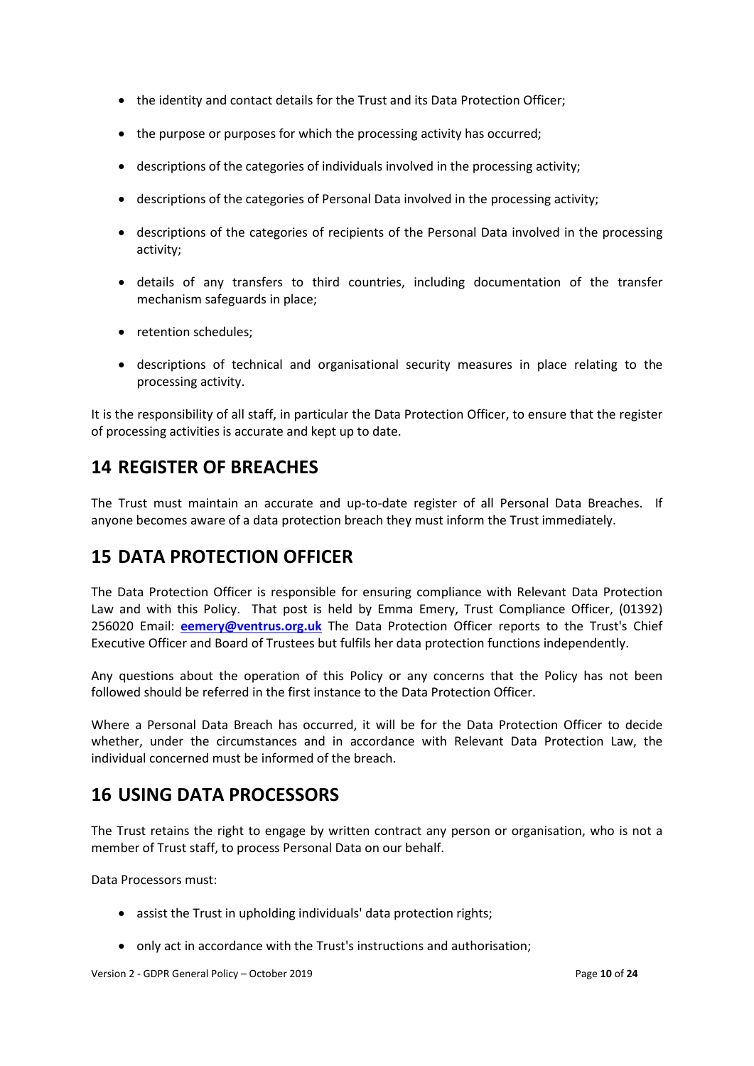- the identity and contact details for the Trust and its Data Protection Officer;
- the purpose or purposes for which the processing activity has occurred;
- descriptions of the categories of individuals involved in the processing activity;
- descriptions of the categories of Personal Data involved in the processing activity;
- descriptions of the categories of recipients of the Personal Data involved in the processing activity;
- details of any transfers to third countries, including documentation of the transfer mechanism safeguards in place;
- retention schedules;
- descriptions of technical and organisational security measures in place relating to the processing activity.

It is the responsibility of all staff, in particular the Data Protection Officer, to ensure that the register of processing activities is accurate and kept up to date.

## 14 REGISTER OF BREACHES

The Trust must maintain an accurate and up-to-date register of all Personal Data Breaches. If anyone becomes aware of a data protection breach they must inform the Trust immediately.

## 15 DATA PROTECTION OFFICER

The Data Protection Officer is responsible for ensuring compliance with Relevant Data Protection Law and with this Policy. That post is held by Emma Emery, Trust Compliance Officer, (01392) 256020 Email: **eemery@ventrus.org.uk** The Data Protection Officer reports to the Trust's Chief Executive Officer and Board of Trustees but fulfils her data protection functions independently.

Any questions about the operation of this Policy or any concerns that the Policy has not been followed should be referred in the first instance to the Data Protection Officer.

Where a Personal Data Breach has occurred, it will be for the Data Protection Officer to decide whether, under the circumstances and in accordance with Relevant Data Protection Law, the individual concerned must be informed of the breach.

## 16 USING DATA PROCESSORS

The Trust retains the right to engage by written contract any person or organisation, who is not a member of Trust staff, to process Personal Data on our behalf.

Data Processors must:

- assist the Trust in upholding individuals' data protection rights;
- only act in accordance with the Trust's instructions and authorisation;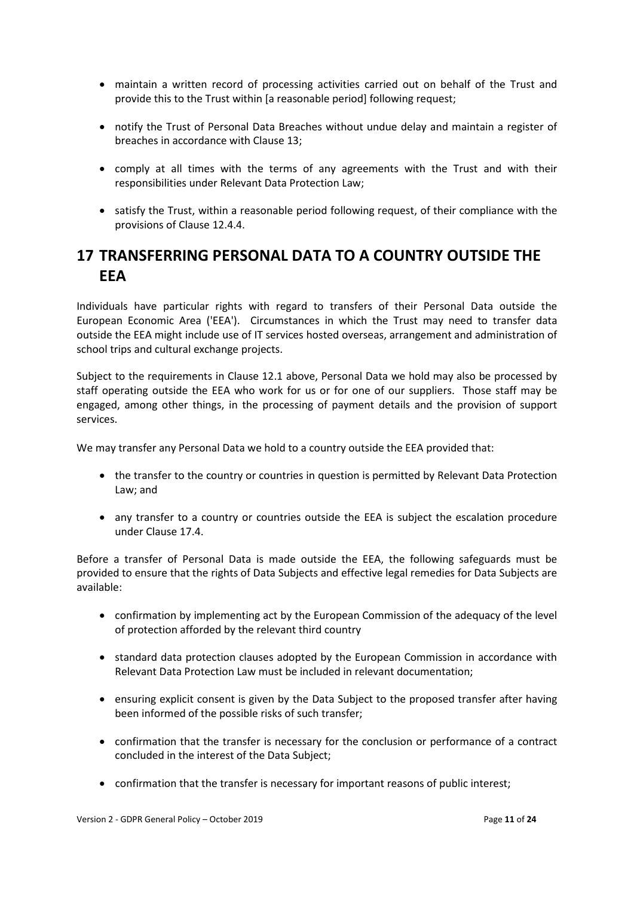- maintain a written record of processing activities carried out on behalf of the Trust and provide this to the Trust within [a reasonable period] following request;
- notify the Trust of Personal Data Breaches without undue delay and maintain a register of breaches in accordance with Clause 13;
- comply at all times with the terms of any agreements with the Trust and with their responsibilities under Relevant Data Protection Law;
- satisfy the Trust, within a reasonable period following request, of their compliance with the provisions of Clause 12.4.4.

# 17 TRANSFERRING PERSONAL DATA TO A COUNTRY OUTSIDE THE EEA

Individuals have particular rights with regard to transfers of their Personal Data outside the European Economic Area ('EEA'). Circumstances in which the Trust may need to transfer data outside the EEA might include use of IT services hosted overseas, arrangement and administration of school trips and cultural exchange projects.

Subject to the requirements in Clause 12.1 above, Personal Data we hold may also be processed by staff operating outside the EEA who work for us or for one of our suppliers. Those staff may be engaged, among other things, in the processing of payment details and the provision of support services.

We may transfer any Personal Data we hold to a country outside the EEA provided that:

- the transfer to the country or countries in question is permitted by Relevant Data Protection Law; and
- any transfer to a country or countries outside the EEA is subject the escalation procedure under Clause 17.4.

Before a transfer of Personal Data is made outside the EEA, the following safeguards must be provided to ensure that the rights of Data Subjects and effective legal remedies for Data Subjects are available:

- confirmation by implementing act by the European Commission of the adequacy of the level of protection afforded by the relevant third country
- standard data protection clauses adopted by the European Commission in accordance with Relevant Data Protection Law must be included in relevant documentation;
- ensuring explicit consent is given by the Data Subject to the proposed transfer after having been informed of the possible risks of such transfer;
- confirmation that the transfer is necessary for the conclusion or performance of a contract concluded in the interest of the Data Subject;
- confirmation that the transfer is necessary for important reasons of public interest;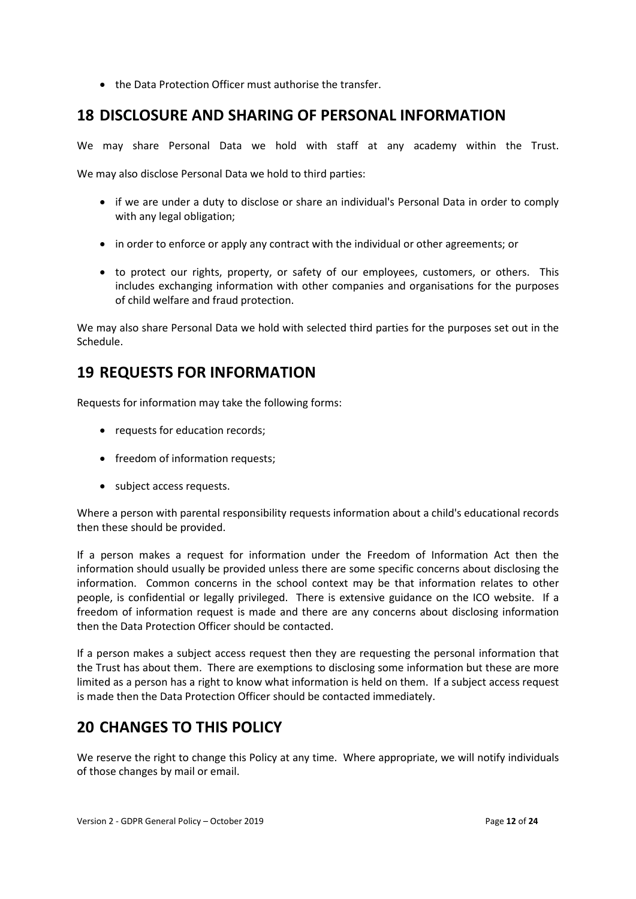- the Data Protection Officer must authorise the transfer.

## 18 DISCLOSURE AND SHARING OF PERSONAL INFORMATION

We may share Personal Data we hold with staff at any academy within the Trust.

We may also disclose Personal Data we hold to third parties:

- if we are under a duty to disclose or share an individual's Personal Data in order to comply with any legal obligation;
- in order to enforce or apply any contract with the individual or other agreements; or
- to protect our rights, property, or safety of our employees, customers, or others. This includes exchanging information with other companies and organisations for the purposes of child welfare and fraud protection.

We may also share Personal Data we hold with selected third parties for the purposes set out in the Schedule.

## 19 REQUESTS FOR INFORMATION

Requests for information may take the following forms:

- requests for education records;
- freedom of information requests;
- subject access requests.

Where a person with parental responsibility requests information about a child's educational records then these should be provided.

If a person makes a request for information under the Freedom of Information Act then the information should usually be provided unless there are some specific concerns about disclosing the information. Common concerns in the school context may be that information relates to other people, is confidential or legally privileged. There is extensive guidance on the ICO website. If a freedom of information request is made and there are any concerns about disclosing information then the Data Protection Officer should be contacted.

If a person makes a subject access request then they are requesting the personal information that the Trust has about them. There are exemptions to disclosing some information but these are more limited as a person has a right to know what information is held on them. If a subject access request is made then the Data Protection Officer should be contacted immediately.

## 20 CHANGES TO THIS POLICY

We reserve the right to change this Policy at any time. Where appropriate, we will notify individuals of those changes by mail or email.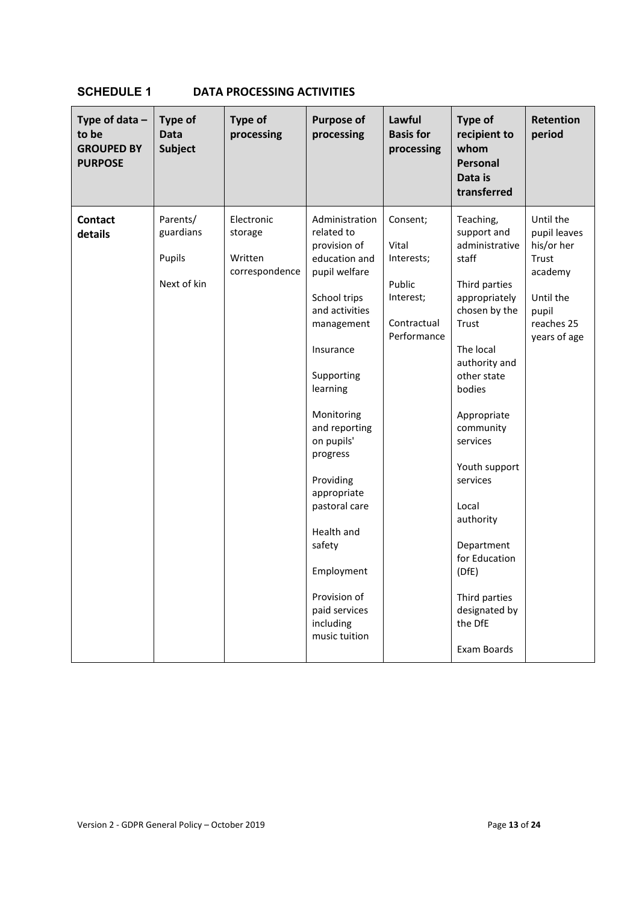## SCHEDULE 1 DATA PROCESSING ACTIVITIES

| Type of data – to be GROUPED BY PURPOSE | Type of Data Subject | Type of processing | Purpose of processing | Lawful Basis for processing | Type of recipient to whom Personal Data is transferred | Retention period |
|---|---|---|---|---|---|---|
| **Contact details** | Parents/ guardians<br><br>Pupils<br><br>Next of kin | Electronic storage<br><br>Written correspondence | Administration related to provision of education and pupil welfare<br><br>School trips and activities management<br><br>Insurance<br><br>Supporting learning<br><br>Monitoring and reporting on pupils' progress<br><br>Providing appropriate pastoral care<br><br>Health and safety<br><br>Employment<br><br>Provision of paid services including music tuition | Consent;<br><br>Vital Interests;<br><br>Public Interest;<br><br>Contractual Performance | Teaching, support and administrative staff<br><br>Third parties appropriately chosen by the Trust<br><br>The local authority and other state bodies<br><br>Appropriate community services<br><br>Youth support services<br><br>Local authority<br><br>Department for Education (DfE)<br><br>Third parties designated by the DfE<br><br>Exam Boards | Until the pupil leaves his/or her Trust academy<br><br>Until the pupil reaches 25 years of age |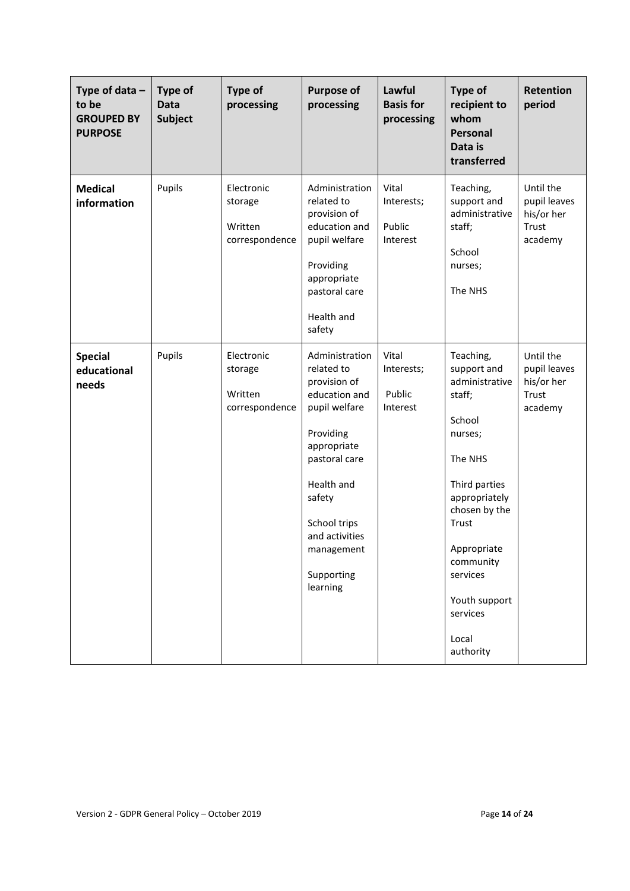| Type of data – to be GROUPED BY PURPOSE | Type of Data Subject | Type of processing | Purpose of processing | Lawful Basis for processing | Type of recipient to whom Personal Data is transferred | Retention period |
|---|---|---|---|---|---|---|
| **Medical information** | Pupils | Electronic storage<br><br>Written correspondence | Administration related to provision of education and pupil welfare<br><br>Providing appropriate pastoral care<br><br>Health and safety | Vital Interests;<br><br>Public Interest | Teaching, support and administrative staff;<br><br>School nurses;<br><br>The NHS | Until the pupil leaves his/her Trust academy |
| **Special educational needs** | Pupils | Electronic storage<br><br>Written correspondence | Administration related to provision of education and pupil welfare<br><br>Providing appropriate pastoral care<br><br>Health and safety<br><br>School trips and activities management<br><br>Supporting learning | Vital Interests;<br><br>Public Interest | Teaching, support and administrative staff;<br><br>School nurses;<br><br>The NHS<br><br>Third parties appropriately chosen by the Trust<br><br>Appropriate community services<br><br>Youth support services<br><br>Local authority | Until the pupil leaves his/her Trust academy |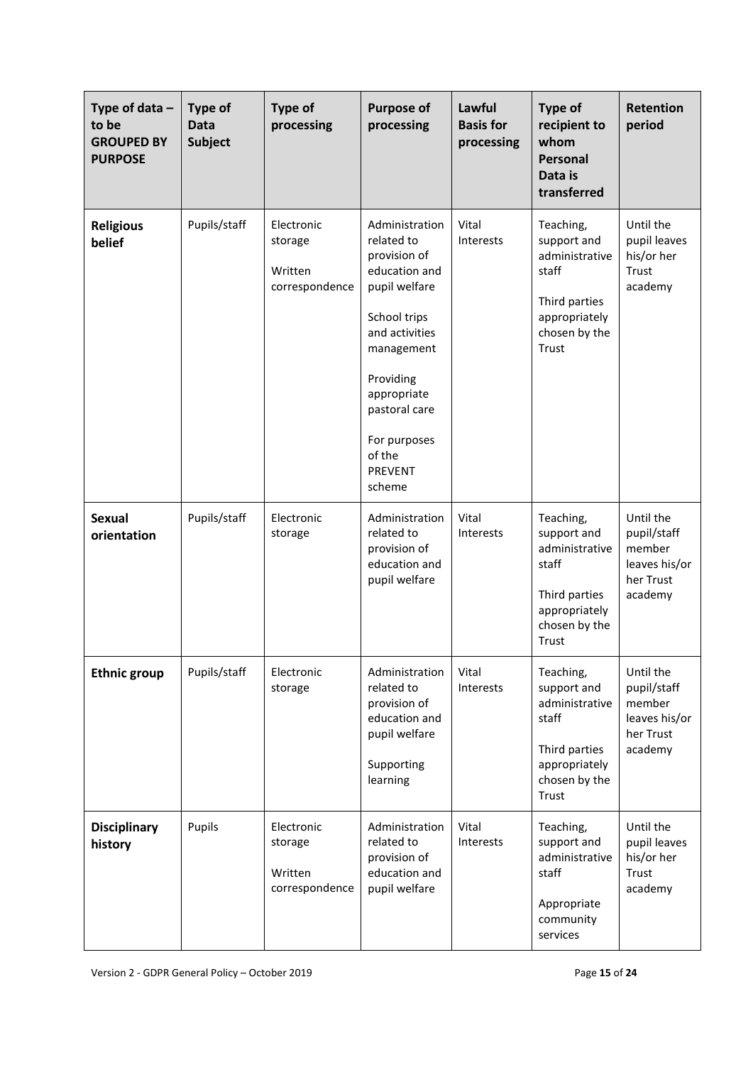| Type of data – to be GROUPED BY PURPOSE | Type of Data Subject | Type of processing | Purpose of processing | Lawful Basis for processing | Type of recipient to whom Personal Data is transferred | Retention period |
|---|---|---|---|---|---|---|
| **Religious belief** | Pupils/staff | Electronic storage<br><br>Written correspondence | Administration related to provision of education and pupil welfare<br><br>School trips and activities management<br><br>Providing appropriate pastoral care<br><br>For purposes of the PREVENT scheme | Vital Interests | Teaching, support and administrative staff<br><br>Third parties appropriately chosen by the Trust | Until the pupil leaves his/or her Trust academy |
| **Sexual orientation** | Pupils/staff | Electronic storage | Administration related to provision of education and pupil welfare | Vital Interests | Teaching, support and administrative staff<br><br>Third parties appropriately chosen by the Trust | Until the pupil/staff member leaves his/or her Trust academy |
| **Ethnic group** | Pupils/staff | Electronic storage | Administration related to provision of education and pupil welfare<br><br>Supporting learning | Vital Interests | Teaching, support and administrative staff<br><br>Third parties appropriately chosen by the Trust | Until the pupil/staff member leaves his/or her Trust academy |
| **Disciplinary history** | Pupils | Electronic storage<br><br>Written correspondence | Administration related to provision of education and pupil welfare | Vital Interests | Teaching, support and administrative staff<br><br>Appropriate community services | Until the pupil leaves his/or her Trust academy |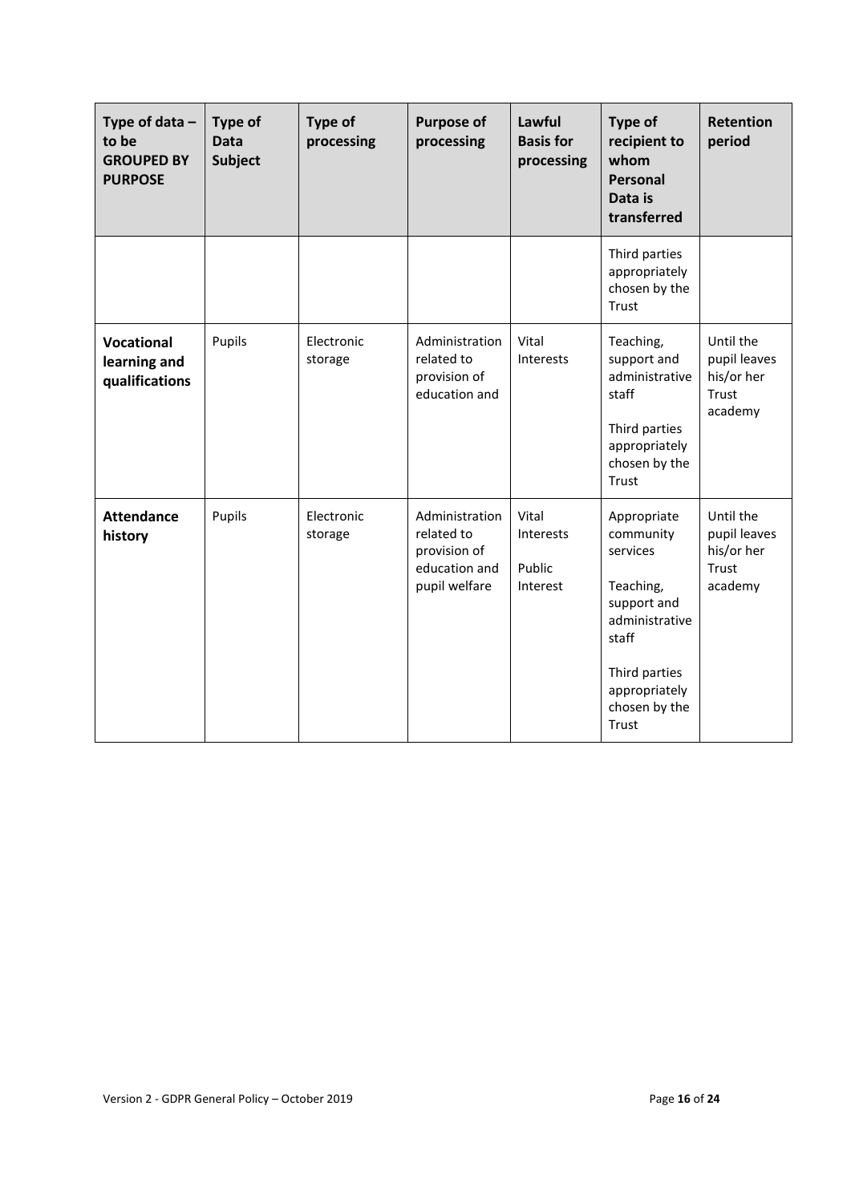| Type of data – to be GROUPED BY PURPOSE | Type of Data Subject | Type of processing | Purpose of processing | Lawful Basis for processing | Type of recipient to whom Personal Data is transferred | Retention period |
|---|---|---|---|---|---|---|
| | | | | | Third parties appropriately chosen by the Trust | |
| **Vocational learning and qualifications** | Pupils | Electronic storage | Administration related to provision of education and | Vital Interests | Teaching, support and administrative staff<br><br>Third parties appropriately chosen by the Trust | Until the pupil leaves his/her Trust academy |
| **Attendance history** | Pupils | Electronic storage | Administration related to provision of education and pupil welfare | Vital Interests<br><br>Public Interest | Appropriate community services<br><br>Teaching, support and administrative staff<br><br>Third parties appropriately chosen by the Trust | Until the pupil leaves his/her Trust academy |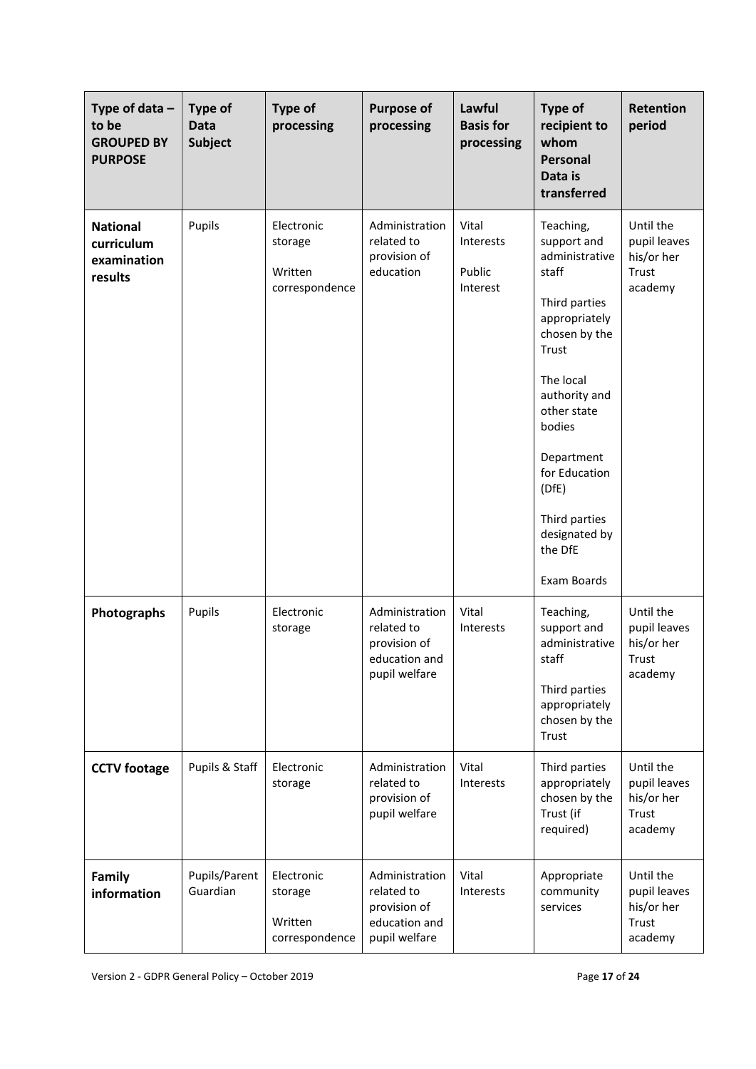| Type of data – to be GROUPED BY PURPOSE | Type of Data Subject | Type of processing | Purpose of processing | Lawful Basis for processing | Type of recipient to whom Personal Data is transferred | Retention period |
|---|---|---|---|---|---|---|
| **National curriculum examination results** | Pupils | Electronic storage<br><br>Written correspondence | Administration related to provision of education | Vital Interests<br><br>Public Interest | Teaching, support and administrative staff<br><br>Third parties appropriately chosen by the Trust<br><br>The local authority and other state bodies<br><br>Department for Education (DfE)<br><br>Third parties designated by the DfE<br><br>Exam Boards | Until the pupil leaves his/or her Trust academy |
| **Photographs** | Pupils | Electronic storage | Administration related to provision of education and pupil welfare | Vital Interests | Teaching, support and administrative staff<br><br>Third parties appropriately chosen by the Trust | Until the pupil leaves his/or her Trust academy |
| **CCTV footage** | Pupils & Staff | Electronic storage | Administration related to provision of pupil welfare | Vital Interests | Third parties appropriately chosen by the Trust (if required) | Until the pupil leaves his/or her Trust academy |
| **Family information** | Pupils/Parent Guardian | Electronic storage<br><br>Written correspondence | Administration related to provision of education and pupil welfare | Vital Interests | Appropriate community services | Until the pupil leaves his/or her Trust academy |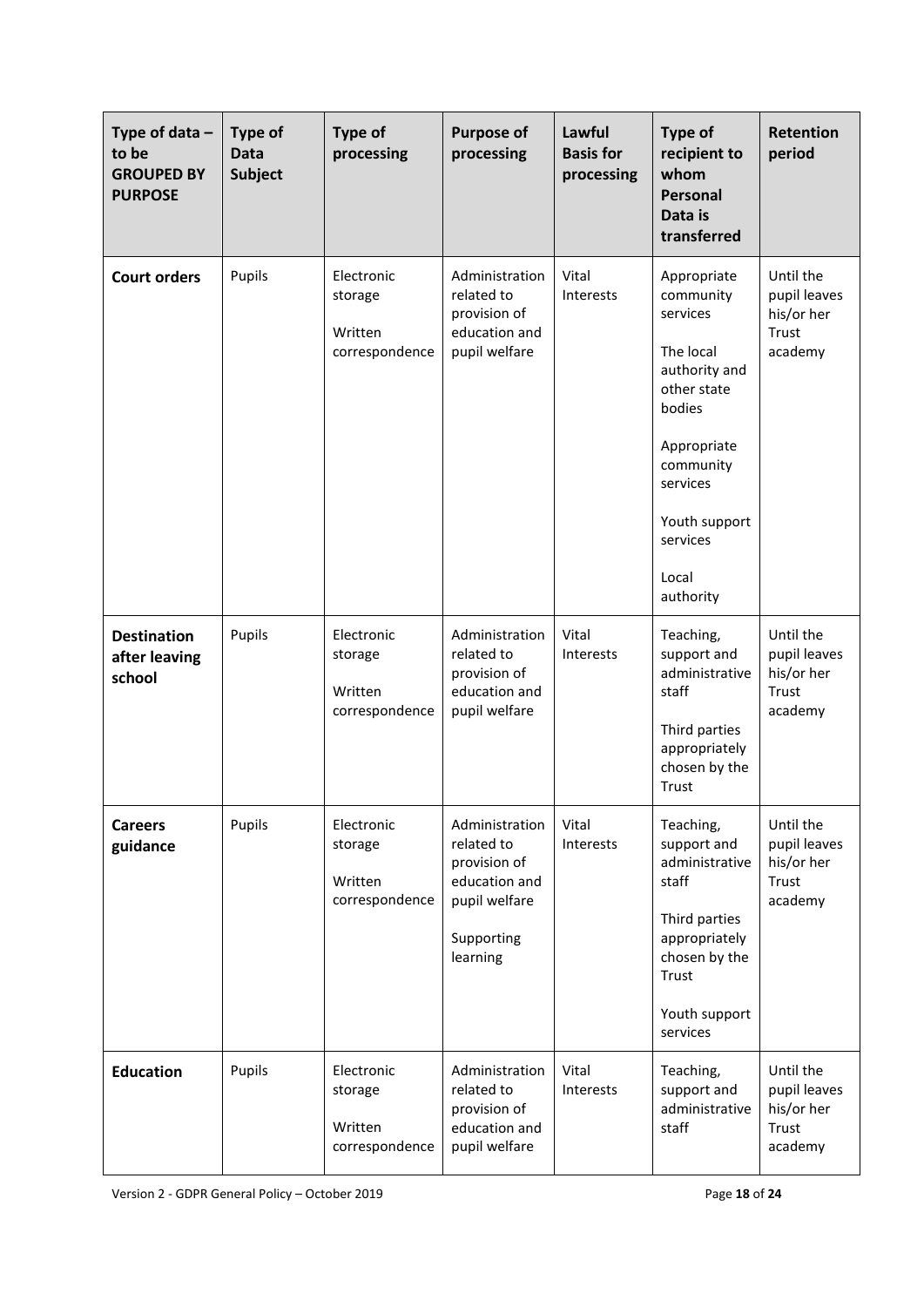| Type of data – to be GROUPED BY PURPOSE | Type of Data Subject | Type of processing | Purpose of processing | Lawful Basis for processing | Type of recipient to whom Personal Data is transferred | Retention period |
| --- | --- | --- | --- | --- | --- | --- |
| **Court orders** | Pupils | Electronic storage<br><br>Written correspondence | Administration related to provision of education and pupil welfare | Vital Interests | Appropriate community services<br><br>The local authority and other state bodies<br><br>Appropriate community services<br><br>Youth support services<br><br>Local authority | Until the pupil leaves his/her Trust academy |
| **Destination after leaving school** | Pupils | Electronic storage<br><br>Written correspondence | Administration related to provision of education and pupil welfare | Vital Interests | Teaching, support and administrative staff<br><br>Third parties appropriately chosen by the Trust | Until the pupil leaves his/her Trust academy |
| **Careers guidance** | Pupils | Electronic storage<br><br>Written correspondence | Administration related to provision of education and pupil welfare<br><br>Supporting learning | Vital Interests | Teaching, support and administrative staff<br><br>Third parties appropriately chosen by the Trust<br><br>Youth support services | Until the pupil leaves his/her Trust academy |
| **Education** | Pupils | Electronic storage<br><br>Written correspondence | Administration related to provision of education and pupil welfare | Vital Interests | Teaching, support and administrative staff | Until the pupil leaves his/her Trust academy |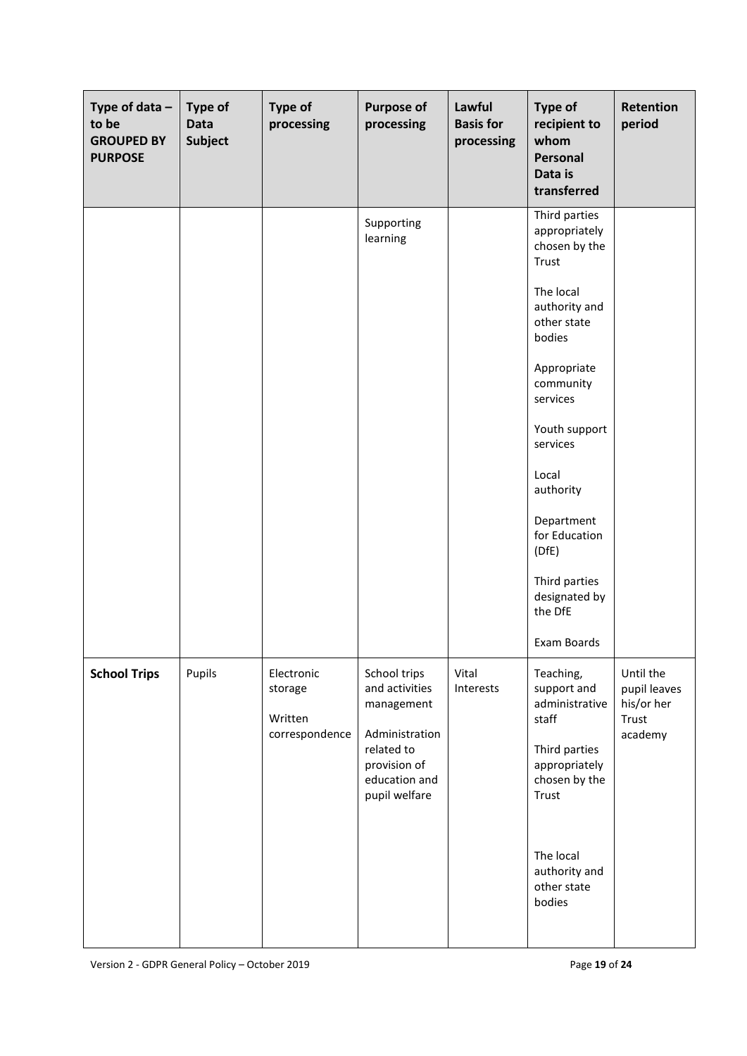| Type of data – to be GROUPED BY PURPOSE | Type of Data Subject | Type of processing | Purpose of processing | Lawful Basis for processing | Type of recipient to whom Personal Data is transferred | Retention period |
|---|---|---|---|---|---|---|
| | | | Supporting learning | | Third parties appropriately chosen by the Trust<br><br>The local authority and other state bodies<br><br>Appropriate community services<br><br>Youth support services<br><br>Local authority<br><br>Department for Education (DfE)<br><br>Third parties designated by the DfE<br><br>Exam Boards | |
| **School Trips** | Pupils | Electronic storage<br><br>Written correspondence | School trips and activities management<br><br>Administration related to provision of education and pupil welfare | Vital Interests | Teaching, support and administrative staff<br><br>Third parties appropriately chosen by the Trust<br><br>The local authority and other state bodies | Until the pupil leaves his/her Trust academy |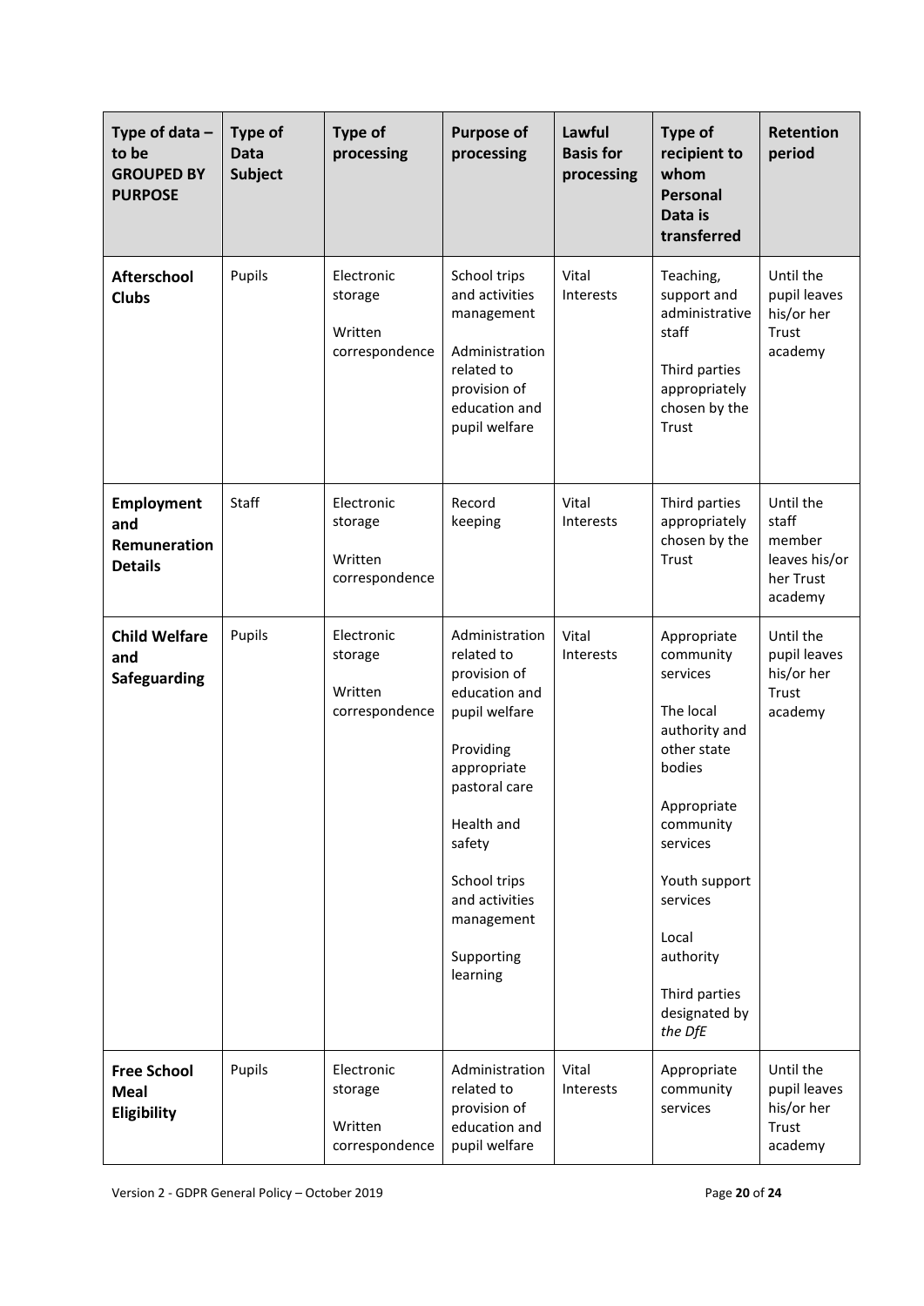| Type of data – to be GROUPED BY PURPOSE | Type of Data Subject | Type of processing | Purpose of processing | Lawful Basis for processing | Type of recipient to whom Personal Data is transferred | Retention period |
|---|---|---|---|---|---|---|
| **Afterschool Clubs** | Pupils | Electronic storage<br><br>Written correspondence | School trips and activities management<br><br>Administration related to provision of education and pupil welfare | Vital Interests | Teaching, support and administrative staff<br><br>Third parties appropriately chosen by the Trust | Until the pupil leaves his/or her Trust academy |
| **Employment and Remuneration Details** | Staff | Electronic storage<br><br>Written correspondence | Record keeping | Vital Interests | Third parties appropriately chosen by the Trust | Until the staff member leaves his/or her Trust academy |
| **Child Welfare and Safeguarding** | Pupils | Electronic storage<br><br>Written correspondence | Administration related to provision of education and pupil welfare<br><br>Providing appropriate pastoral care<br><br>Health and safety<br><br>School trips and activities management<br><br>Supporting learning | Vital Interests | Appropriate community services<br><br>The local authority and other state bodies<br><br>Appropriate community services<br><br>Youth support services<br><br>Local authority<br><br>Third parties designated by *the DfE* | Until the pupil leaves his/or her Trust academy |
| **Free School Meal Eligibility** | Pupils | Electronic storage<br><br>Written correspondence | Administration related to provision of education and pupil welfare | Vital Interests | Appropriate community services | Until the pupil leaves his/or her Trust academy |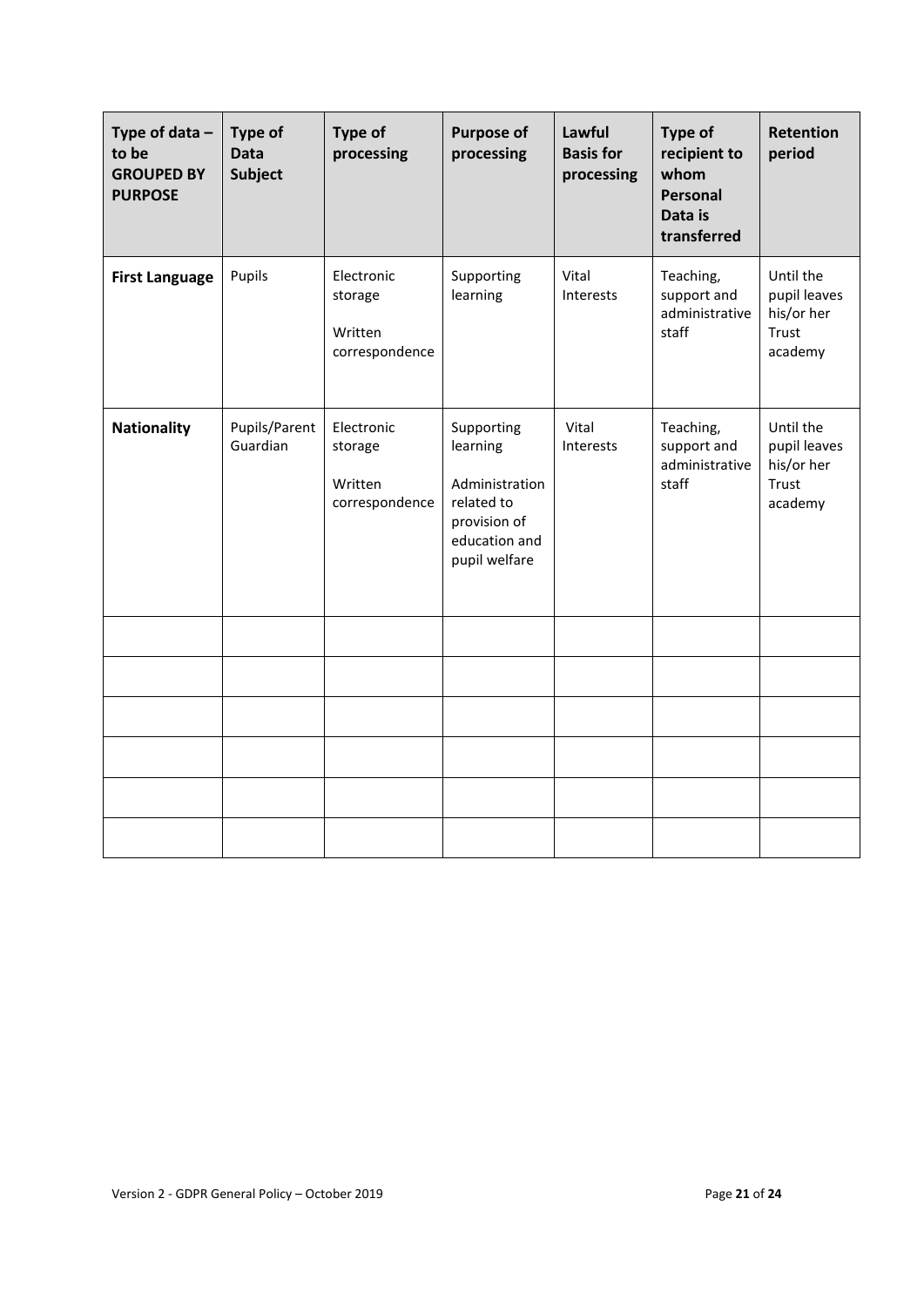| Type of data – to be GROUPED BY PURPOSE | Type of Data Subject | Type of processing | Purpose of processing | Lawful Basis for processing | Type of recipient to whom Personal Data is transferred | Retention period |
|---|---|---|---|---|---|---|
| **First Language** | Pupils | Electronic storage<br><br>Written correspondence | Supporting learning | Vital Interests | Teaching, support and administrative staff | Until the pupil leaves his/or her Trust academy |
| **Nationality** | Pupils/Parent Guardian | Electronic storage<br><br>Written correspondence | Supporting learning<br><br>Administration related to provision of education and pupil welfare | Vital Interests | Teaching, support and administrative staff | Until the pupil leaves his/or her Trust academy |
| | | | | | | |
| | | | | | | |
| | | | | | | |
| | | | | | | |
| | | | | | | |
| | | | | | | |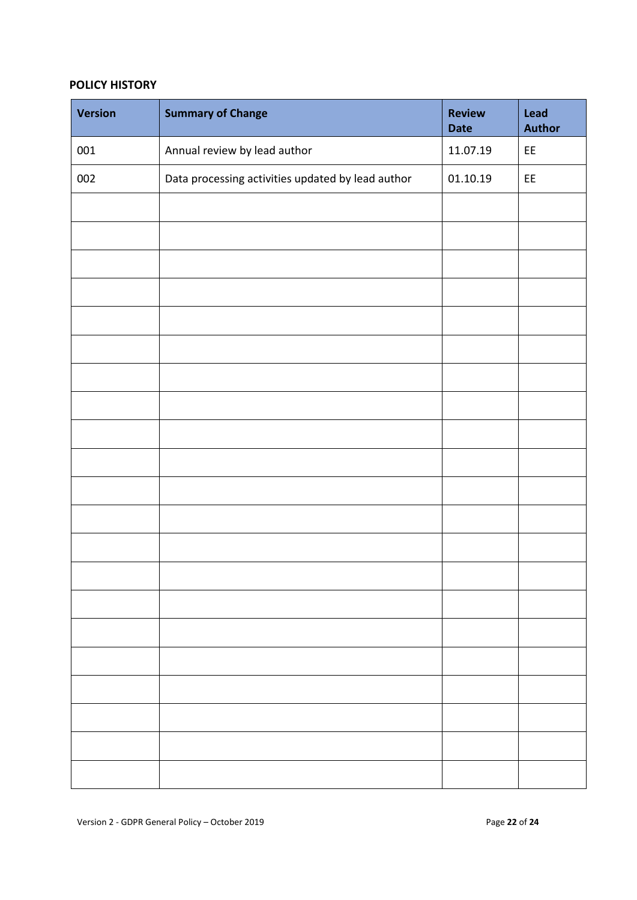**POLICY HISTORY**

| Version | Summary of Change | Review Date | Lead Author |
|---|---|---|---|
| 001 | Annual review by lead author | 11.07.19 | EE |
| 002 | Data processing activities updated by lead author | 01.10.19 | EE |
| | | | |
| | | | |
| | | | |
| | | | |
| | | | |
| | | | |
| | | | |
| | | | |
| | | | |
| | | | |
| | | | |
| | | | |
| | | | |
| | | | |
| | | | |
| | | | |
| | | | |
| | | | |
| | | | |
| | | | |
| | | | |